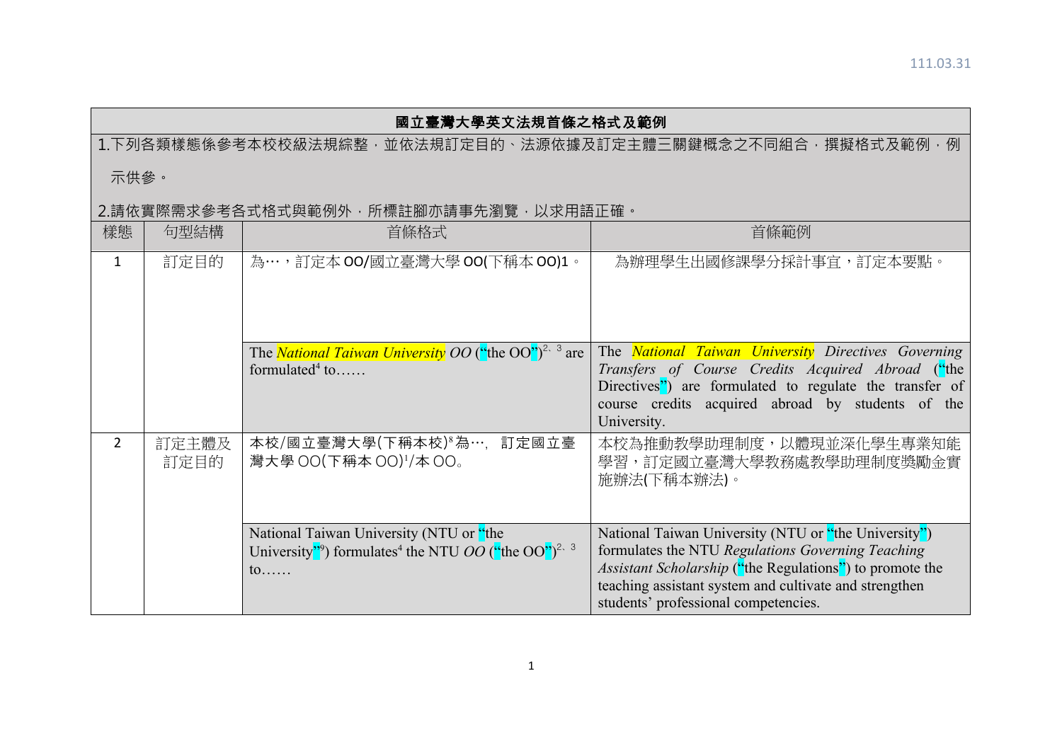111.03.31

| 國立臺灣大學英文法規首條之格式及範例 | | | |
|---|---|---|---|
| 1.下列各類樣態係參考本校校級法規綜整，並依法規訂定目的、法源依據及訂定主體三關鍵概念之不同組合，撰擬格式及範例，例示供參。<br>2.請依實際需求參考各式格式與範例外，所標註腳亦請事先瀏覽，以求用語正確。 | | | |
| 樣態 | 句型結構 | 首條格式 | 首條範例 |
| 1 | 訂定目的 | 為…，訂定本 OO/國立臺灣大學 OO(下稱本 OO)1。 | 為辦理學生出國修課學分採計事宜，訂定本要點。 |
| | | The *National Taiwan University OO* ("the OO")[2、3] are formulated[4] to…… | The *National Taiwan University Directives Governing Transfers of Course Credits Acquired Abroad* ("the Directives") are formulated to regulate the transfer of course credits acquired abroad by students of the University. |
| 2 | 訂定主體及訂定目的 | 本校/國立臺灣大學(下稱本校)[8]為…，訂定國立臺灣大學 OO(下稱本 OO)[1]/本 OO。 | 本校為推動教學助理制度，以體現並深化學生專業知能學習，訂定國立臺灣大學教務處教學助理制度獎勵金實施辦法(下稱本辦法)。 |
| | | National Taiwan University (NTU or "the University"[9]) formulates[4] the NTU *OO* ("the OO")[2、3] to…… | National Taiwan University (NTU or "the University") formulates the NTU *Regulations Governing Teaching Assistant Scholarship* ("the Regulations") to promote the teaching assistant system and cultivate and strengthen students' professional competencies. |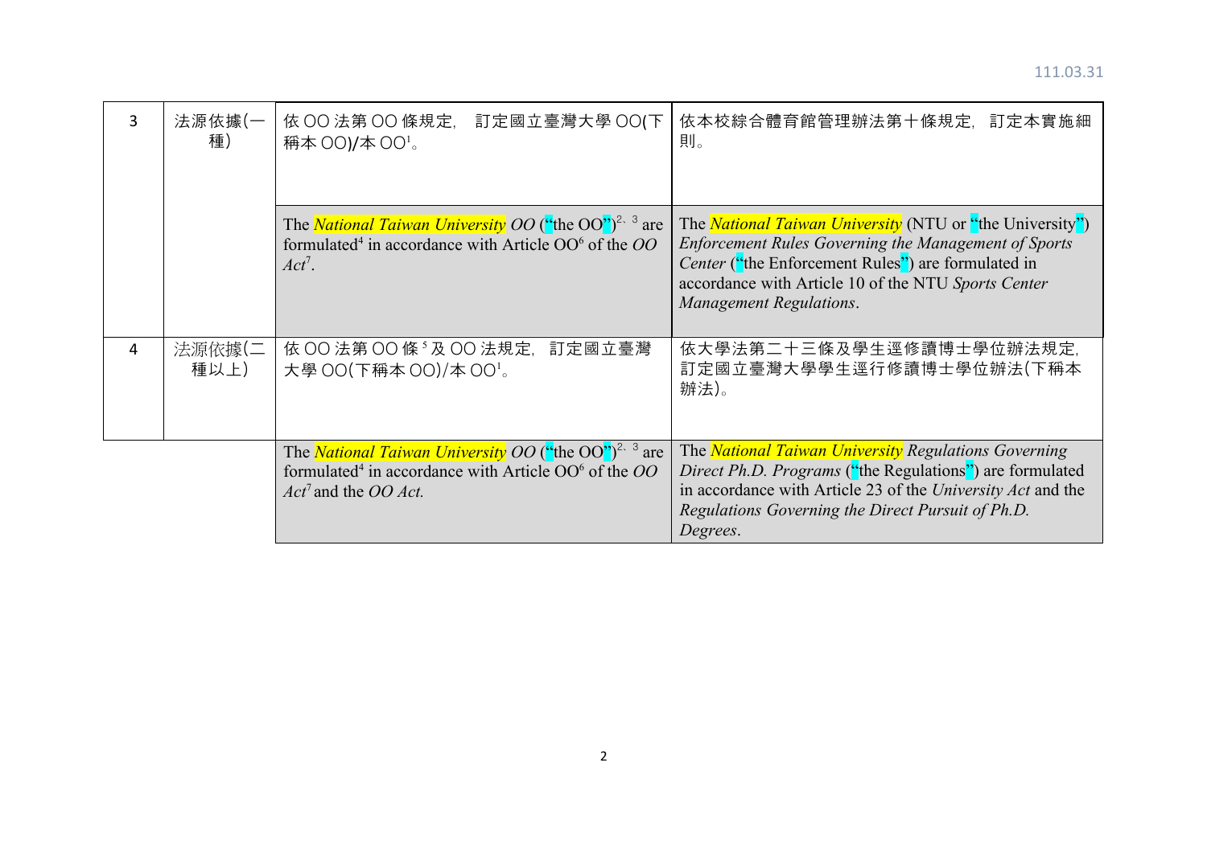| 3 | 法源依據(一種) | 依 OO 法第 OO 條規定，訂定國立臺灣大學 OO(下稱本 OO)/本 OO[1]。 | 依本校綜合體育館管理辦法第十條規定，訂定本實施細則。 |
|---|---|---|---|
| | | The *National Taiwan University OO* ("the OO")[2、3] are formulated[4] in accordance with Article OO[6] of the *OO Act*[7]. | The *National Taiwan University* (NTU or "the University") *Enforcement Rules Governing the Management of Sports Center* ("the Enforcement Rules") are formulated in accordance with Article 10 of the NTU *Sports Center Management Regulations*. |
| 4 | 法源依據(二種以上) | 依 OO 法第 OO 條[5]及 OO 法規定，訂定國立臺灣大學 OO(下稱本 OO)/本 OO[1]。 | 依大學法第二十三條及學生逕修讀博士學位辦法規定，訂定國立臺灣大學學生逕行修讀博士學位辦法(下稱本辦法)。 |
| | | The *National Taiwan University OO* ("the OO")[2、3] are formulated[4] in accordance with Article OO[6] of the *OO Act*[7] and the *OO Act.* | The *National Taiwan University Regulations Governing Direct Ph.D. Programs* ("the Regulations") are formulated in accordance with Article 23 of the *University Act* and the *Regulations Governing the Direct Pursuit of Ph.D. Degrees*. |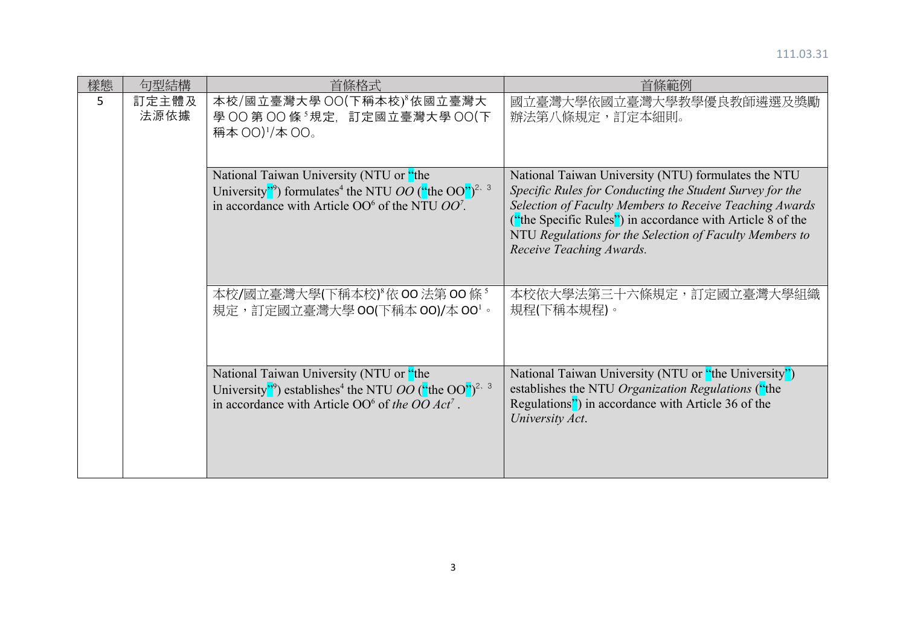| 樣態 | 句型結構 | 首條格式 | 首條範例 |
|---|---|---|---|
| 5 | 訂定主體及法源依據 | 本校/國立臺灣大學 OO(下稱本校)[8]依國立臺灣大學 OO 第 OO 條[5]規定，訂定國立臺灣大學 OO(下稱本 OO)[1]/本 OO。 | 國立臺灣大學依國立臺灣大學教學優良教師遴選及獎勵辦法第八條規定，訂定本細則。 |
| | | National Taiwan University (NTU or "the University"[9]) formulates[4] the NTU *OO* ("the OO")[2、3] in accordance with Article OO[6] of the NTU *OO*[7]. | National Taiwan University (NTU) formulates the NTU *Specific Rules for Conducting the Student Survey for the Selection of Faculty Members to Receive Teaching Awards* ("the Specific Rules") in accordance with Article 8 of the NTU *Regulations for the Selection of Faculty Members to Receive Teaching Awards*. |
| | | 本校/國立臺灣大學(下稱本校)[8]依 OO 法第 OO 條[5]規定，訂定國立臺灣大學 OO(下稱本 OO)/本 OO[1]。 | 本校依大學法第三十六條規定，訂定國立臺灣大學組織規程(下稱本規程)。 |
| | | National Taiwan University (NTU or "the University"[9]) establishes[4] the NTU *OO* ("the OO")[2、3] in accordance with Article OO[6] of *the OO Act*[7]. | National Taiwan University (NTU or "the University") establishes the NTU *Organization Regulations* ("the Regulations") in accordance with Article 36 of the *University Act*. |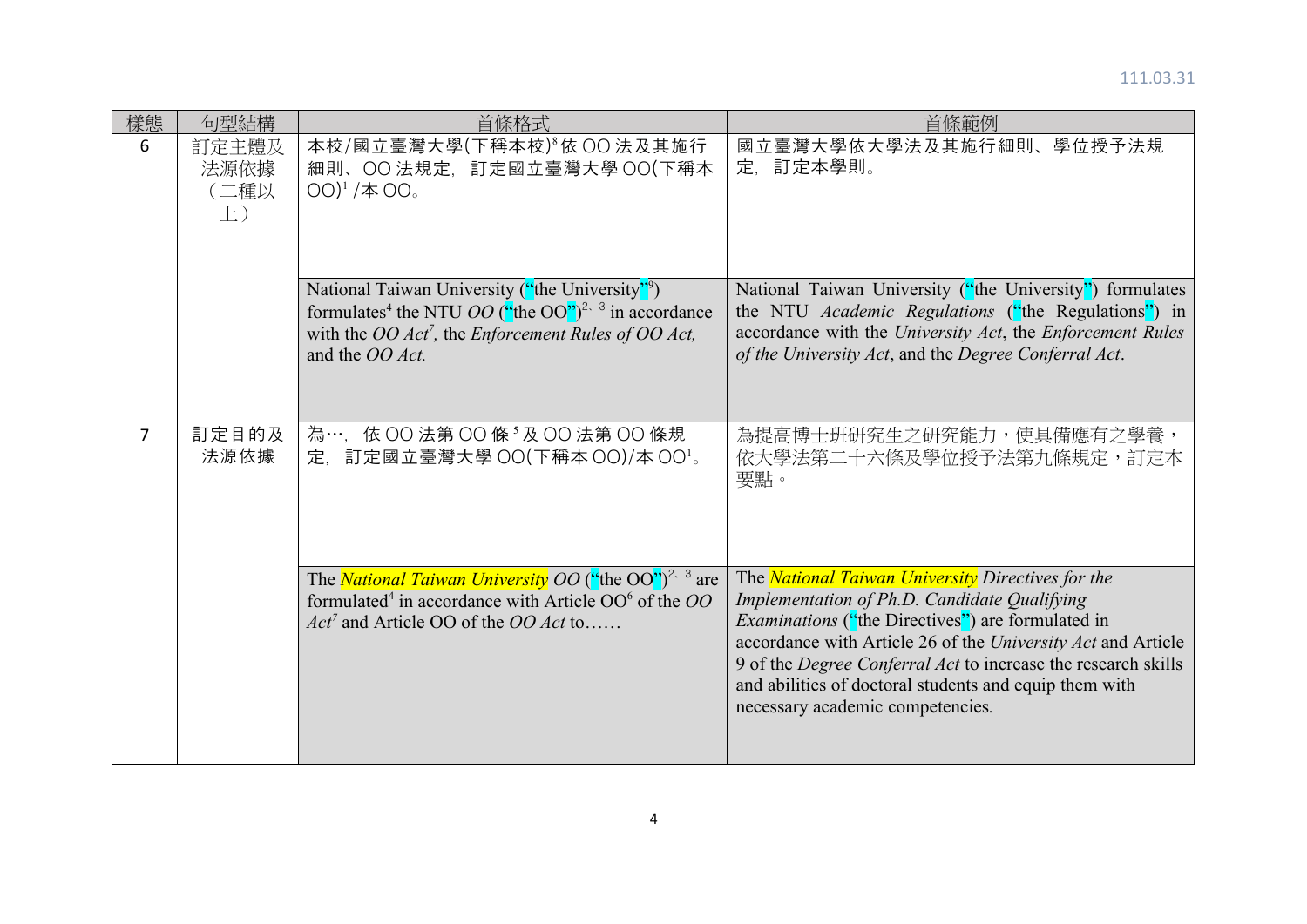111.03.31

| 樣態 | 句型結構 | 首條格式 | 首條範例 |
| --- | --- | --- | --- |
| 6 | 訂定主體及法源依據（二種以上） | 本校/國立臺灣大學(下稱本校)[8]依 OO 法及其施行細則、OO 法規定，訂定國立臺灣大學 OO(下稱本 OO)[1] /本 OO。 | 國立臺灣大學依大學法及其施行細則、學位授予法規定，訂定本學則。 |
| | | National Taiwan University ("the University"[9]) formulates[4] the NTU *OO* ("the OO")[2、3] in accordance with the *OO Act*[7], the *Enforcement Rules of OO Act,* and the *OO Act.* | National Taiwan University ("the University") formulates the NTU *Academic Regulations* ("the Regulations") in accordance with the *University Act*, the *Enforcement Rules of the University Act*, and the *Degree Conferral Act*. |
| 7 | 訂定目的及法源依據 | 為…，依 OO 法第 OO 條[5]及 OO 法第 OO 條規定，訂定國立臺灣大學 OO(下稱本 OO)/本 OO[1]。 | 為提高博士班研究生之研究能力，使具備應有之學養，依大學法第二十六條及學位授予法第九條規定，訂定本要點。 |
| | | The *National Taiwan University OO* ("the OO")[2、3] are formulated[4] in accordance with Article OO[6] of the *OO Act*[7] and Article OO of the *OO Act* to…… | The *National Taiwan University Directives for the Implementation of Ph.D. Candidate Qualifying Examinations* ("the Directives") are formulated in accordance with Article 26 of the *University Act* and Article 9 of the *Degree Conferral Act* to increase the research skills and abilities of doctoral students and equip them with necessary academic competencies. |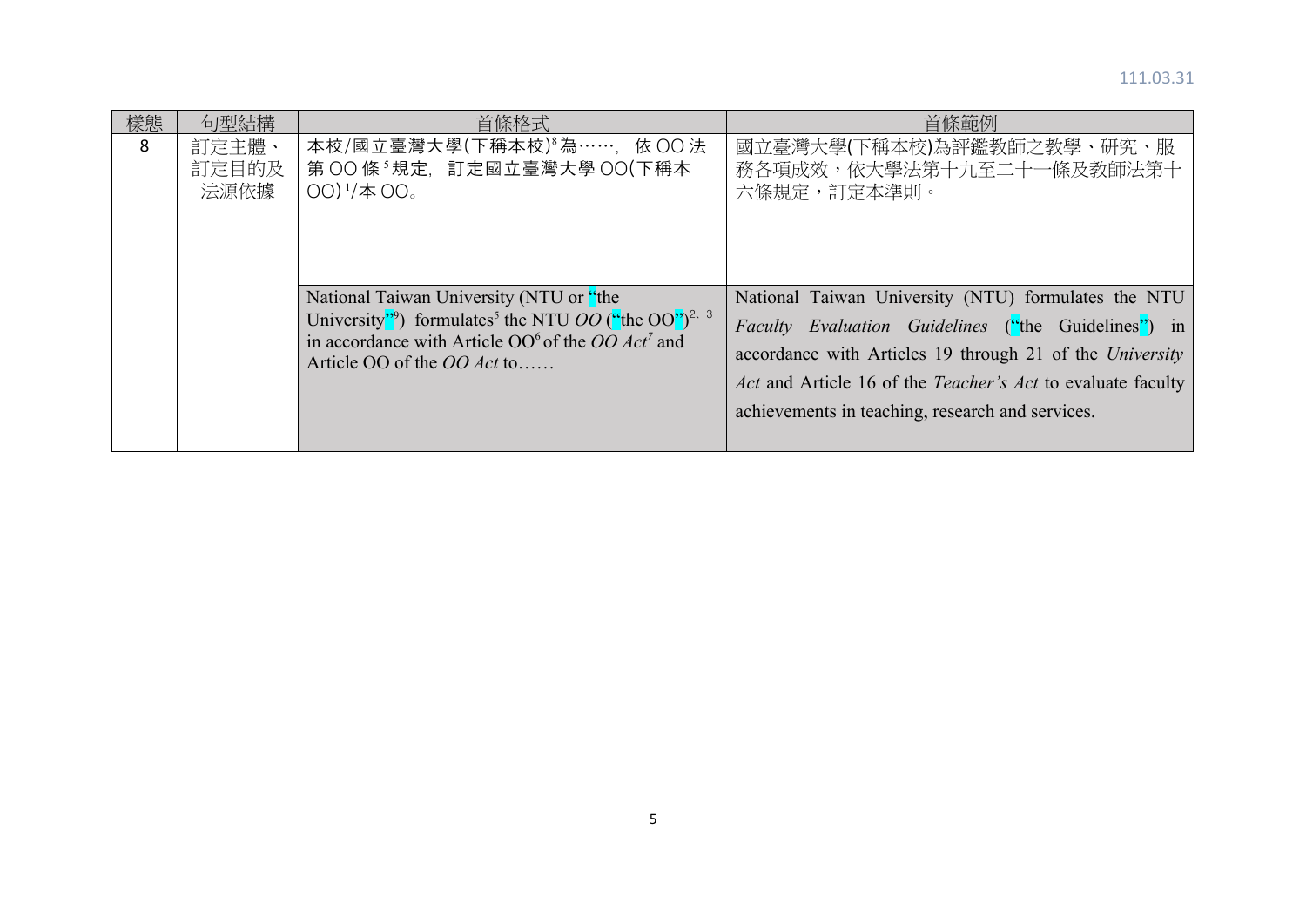111.03.31

| 樣態 | 句型結構 | 首條格式 | 首條範例 |
|---|---|---|---|
| 8 | 訂定主體、訂定目的及法源依據 | 本校/國立臺灣大學(下稱本校)[8]為……，依 OO 法第 OO 條[5]規定，訂定國立臺灣大學 OO(下稱本 OO)[1]/本 OO。 | 國立臺灣大學(下稱本校)為評鑑教師之教學、研究、服務各項成效，依大學法第十九至二十一條及教師法第十六條規定，訂定本準則。 |
| | | National Taiwan University (NTU or "the University"[9]) formulates[5] the NTU *OO* ("the OO")[2、3] in accordance with Article OO[6] of the *OO Act*[7] and Article OO of the *OO Act* to…… | National Taiwan University (NTU) formulates the NTU *Faculty Evaluation Guidelines* ("the Guidelines") in accordance with Articles 19 through 21 of the *University Act* and Article 16 of the *Teacher's Act* to evaluate faculty achievements in teaching, research and services. |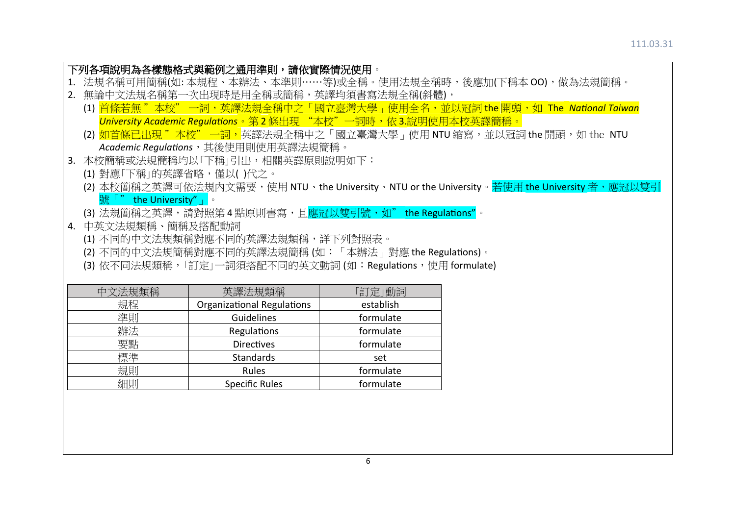**下列各項說明為各樣態格式與範例之通用準則，請依實際情況使用**。

1. 法規名稱可用簡稱(如: 本規程、本辦法、本準則……等)或全稱。使用法規全稱時，後應加(下稱本 OO)，做為法規簡稱。
2. 無論中文法規名稱第一次出現時是用全稱或簡稱，英譯均須書寫法規全稱(斜體)，
   (1) 首條若無 ”本校” 一詞，英譯法規全稱中之「國立臺灣大學」使用全名，並以冠詞 the 開頭，如 The *National Taiwan University Academic Regulations*。第 2 條出現 “本校” 一詞時，依 3.說明使用本校英譯簡稱。
   (2) 如首條已出現 ”本校” 一詞，英譯法規全稱中之「國立臺灣大學」使用 NTU 縮寫，並以冠詞 the 開頭，如 the NTU *Academic Regulations*，其後使用則使用英譯法規簡稱。
3. 本校簡稱或法規簡稱均以「下稱」引出，相關英譯原則說明如下：
   (1) 對應「下稱」的英譯省略，僅以( )代之。
   (2) 本校簡稱之英譯可依法規內文需要，使用 NTU、the University、NTU or the University。若使用 the University 者，應冠以雙引號「” the University”」。
   (3) 法規簡稱之英譯，請對照第 4 點原則書寫，且應冠以雙引號，如” the Regulations”。
4. 中英文法規類稱、簡稱及搭配動詞
   (1) 不同的中文法規類稱對應不同的英譯法規類稱，詳下列對照表。
   (2) 不同的中文法規簡稱對應不同的英譯法規簡稱 (如：「本辦法」對應 the Regulations)。
   (3) 依不同法規類稱，「訂定」一詞須搭配不同的英文動詞 (如：Regulations，使用 formulate)

| 中文法規類稱 | 英譯法規類稱 | 「訂定」動詞 |
|---|---|---|
| 規程 | Organizational Regulations | establish |
| 準則 | Guidelines | formulate |
| 辦法 | Regulations | formulate |
| 要點 | Directives | formulate |
| 標準 | Standards | set |
| 規則 | Rules | formulate |
| 細則 | Specific Rules | formulate |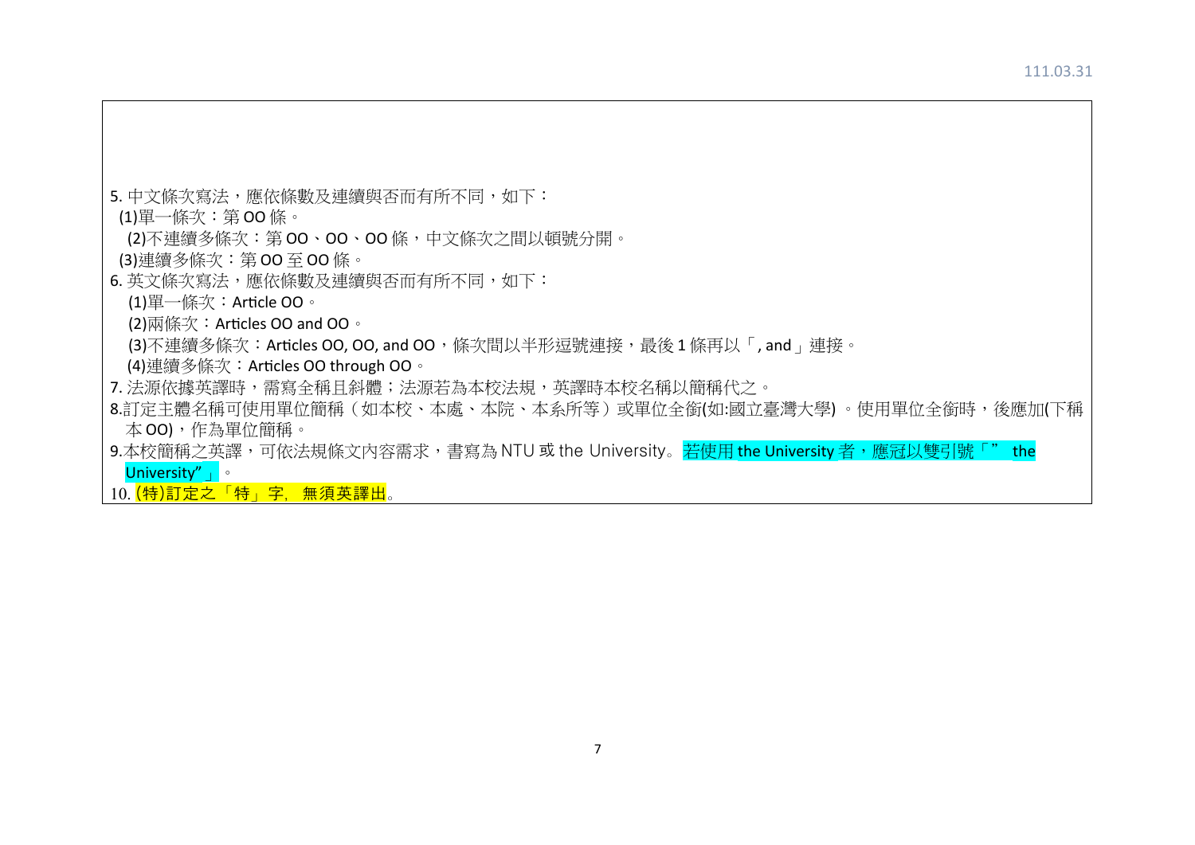5. 中文條次寫法，應依條數及連續與否而有所不同，如下：
(1)單一條次：第 OO 條。
(2)不連續多條次：第 OO、OO、OO 條，中文條次之間以頓號分開。
(3)連續多條次：第 OO 至 OO 條。

6. 英文條次寫法，應依條數及連續與否而有所不同，如下：
(1)單一條次：Article OO。
(2)兩條次：Articles OO and OO。
(3)不連續多條次：Articles OO, OO, and OO，條次間以半形逗號連接，最後 1 條再以「, and」連接。
(4)連續多條次：Articles OO through OO。

7. 法源依據英譯時，需寫全稱且斜體；法源若為本校法規，英譯時本校名稱以簡稱代之。

8.訂定主體名稱可使用單位簡稱（如本校、本處、本院、本系所等）或單位全銜(如:國立臺灣大學) 。使用單位全銜時，後應加(下稱本 OO)，作為單位簡稱。

9.本校簡稱之英譯，可依法規條文內容需求，書寫為 NTU 或 the University。若使用 the University 者，應冠以雙引號「" the University"」。

10. (特)訂定之「特」字，無須英譯出。